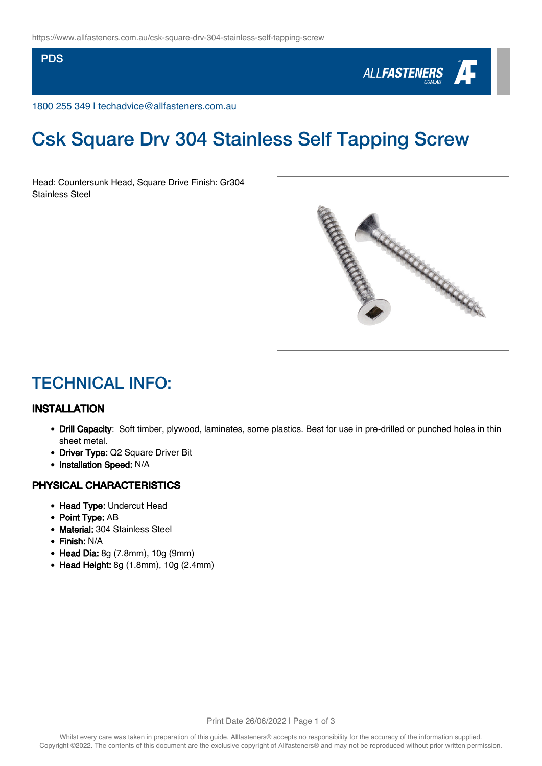https://www.allfasteners.com.au/csk-square-drv-304-stainless-self-tapping-screw

PDS

1800 255 349 | techadvice@allfasteners.com.au

# Csk Square Drv 304 Stainless Self Tapping Screw

Head: Countersunk Head, Square Drive Finish: Gr304 Stainless Steel

## TECHNICAL INFO:

### INSTALLATION

- **Drill Capacity**: Soft timber, plywood, laminates, some plastics. Best for use in pre-drilled or punched holes in thin sheet metal.
- **Driver Type:** Q2 Square Driver Bit
- **Installation Speed:** N/A

### PHYSICAL CHARACTERISTICS

- **Head Type:** Undercut Head
- **Point Type:** AB
- **Material:** 304 Stainless Steel
- **Finish:** N/A
- **Head Dia:** 8g (7.8mm), 10g (9mm)
- **Head Height:** 8g (1.8mm), 10g (2.4mm)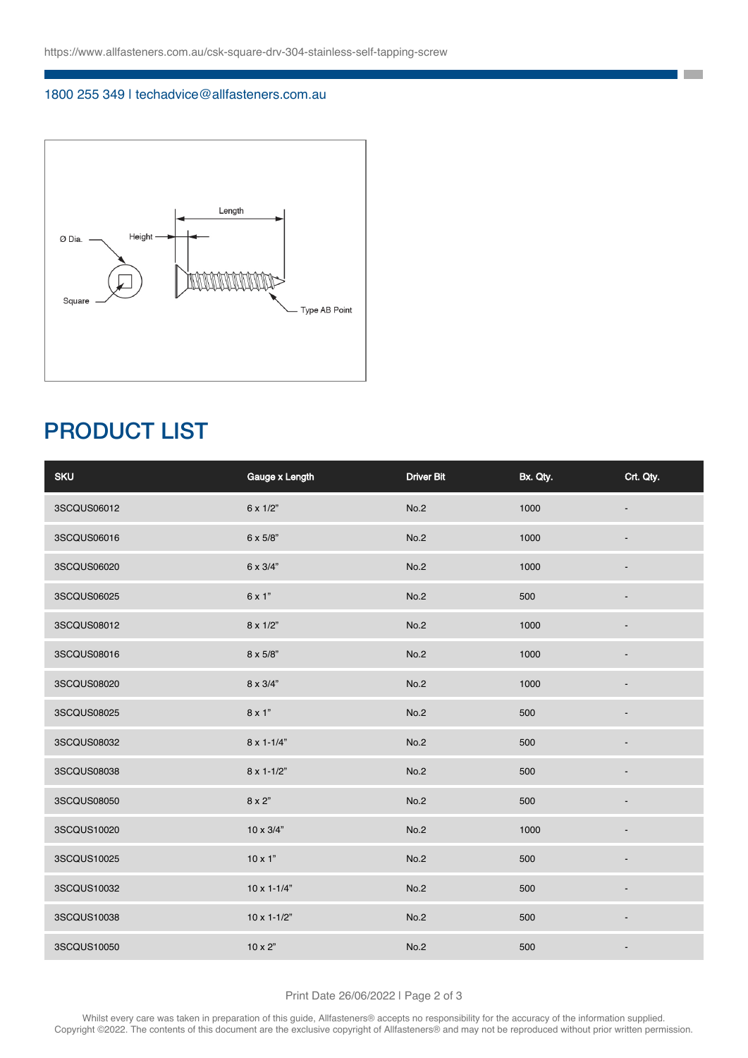https://www.allfasteners.com.au/csk-square-drv-304-stainless-self-tapping-screw

1800 255 349 | techadvice@allfasteners.com.au

## PRODUCT LIST

| SKU | Gauge x Length | Driver Bit | Bx. Qty. | Crt. Qty. |
|---|---|---|---|---|
| 3SCQUS06012 | 6 x 1/2" | No.2 | 1000 | - |
| 3SCQUS06016 | 6 x 5/8" | No.2 | 1000 | - |
| 3SCQUS06020 | 6 x 3/4" | No.2 | 1000 | - |
| 3SCQUS06025 | 6 x 1" | No.2 | 500 | - |
| 3SCQUS08012 | 8 x 1/2" | No.2 | 1000 | - |
| 3SCQUS08016 | 8 x 5/8" | No.2 | 1000 | - |
| 3SCQUS08020 | 8 x 3/4" | No.2 | 1000 | - |
| 3SCQUS08025 | 8 x 1" | No.2 | 500 | - |
| 3SCQUS08032 | 8 x 1-1/4" | No.2 | 500 | - |
| 3SCQUS08038 | 8 x 1-1/2" | No.2 | 500 | - |
| 3SCQUS08050 | 8 x 2" | No.2 | 500 | - |
| 3SCQUS10020 | 10 x 3/4" | No.2 | 1000 | - |
| 3SCQUS10025 | 10 x 1" | No.2 | 500 | - |
| 3SCQUS10032 | 10 x 1-1/4" | No.2 | 500 | - |
| 3SCQUS10038 | 10 x 1-1/2" | No.2 | 500 | - |
| 3SCQUS10050 | 10 x 2" | No.2 | 500 | - |

Print Date 26/06/2022

Whilst every care was taken in preparation of this guide, Allfasteners® accepts no responsibility for the accuracy of the information supplied.
Copyright ©2022. The contents of this document are the exclusive copyright of Allfasteners® and may not be reproduced without prior written permission.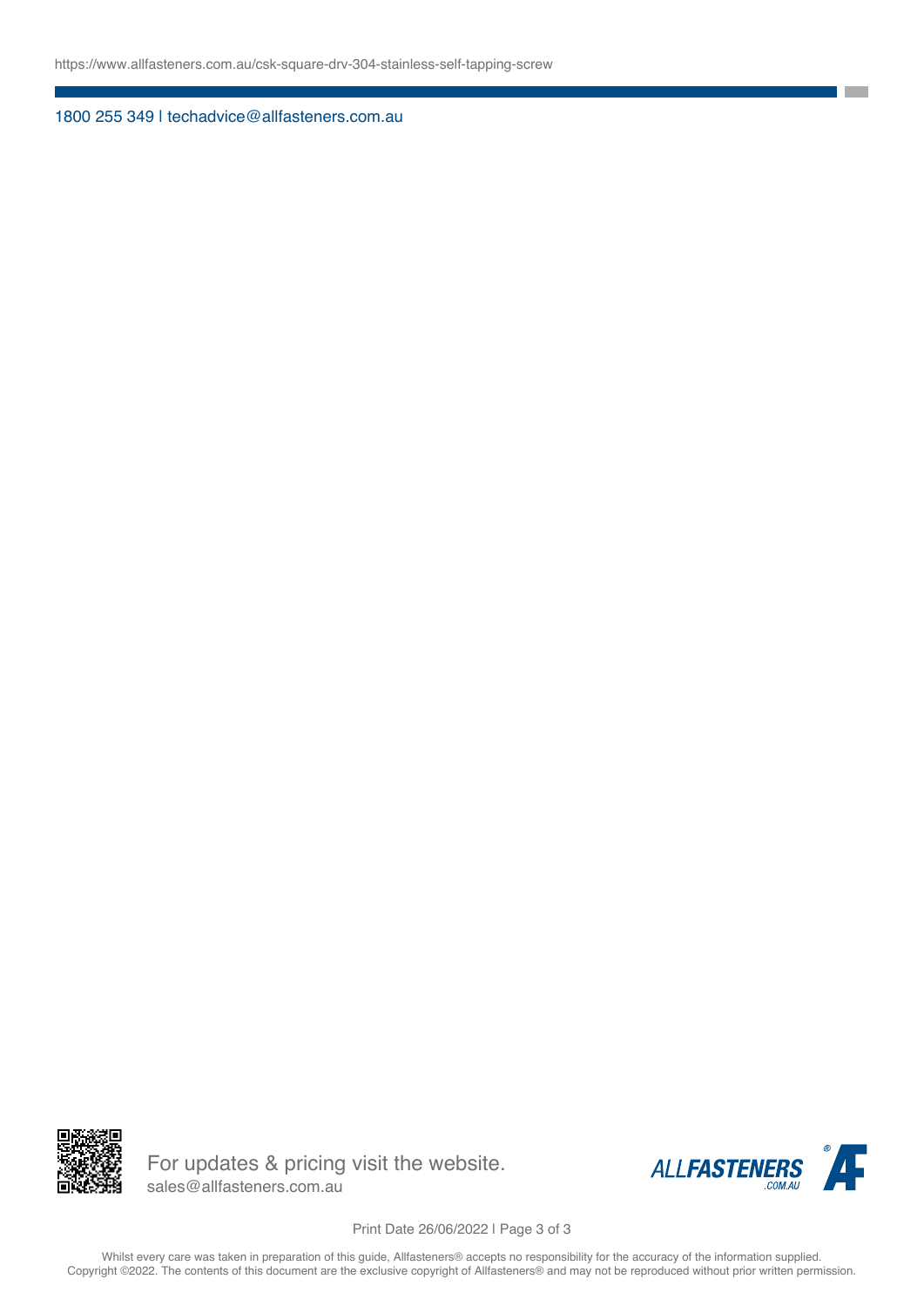https://www.allfasteners.com.au/csk-square-drv-304-stainless-self-tapping-screw

1800 255 349 | techadvice@allfasteners.com.au

For updates & pricing visit the website.
sales@allfasteners.com.au

Whilst every care was taken in preparation of this guide, Allfasteners® accepts no responsibility for the accuracy of the information supplied.
Copyright ©2022. The contents of this document are the exclusive copyright of Allfasteners® and may not be reproduced without prior written permission.